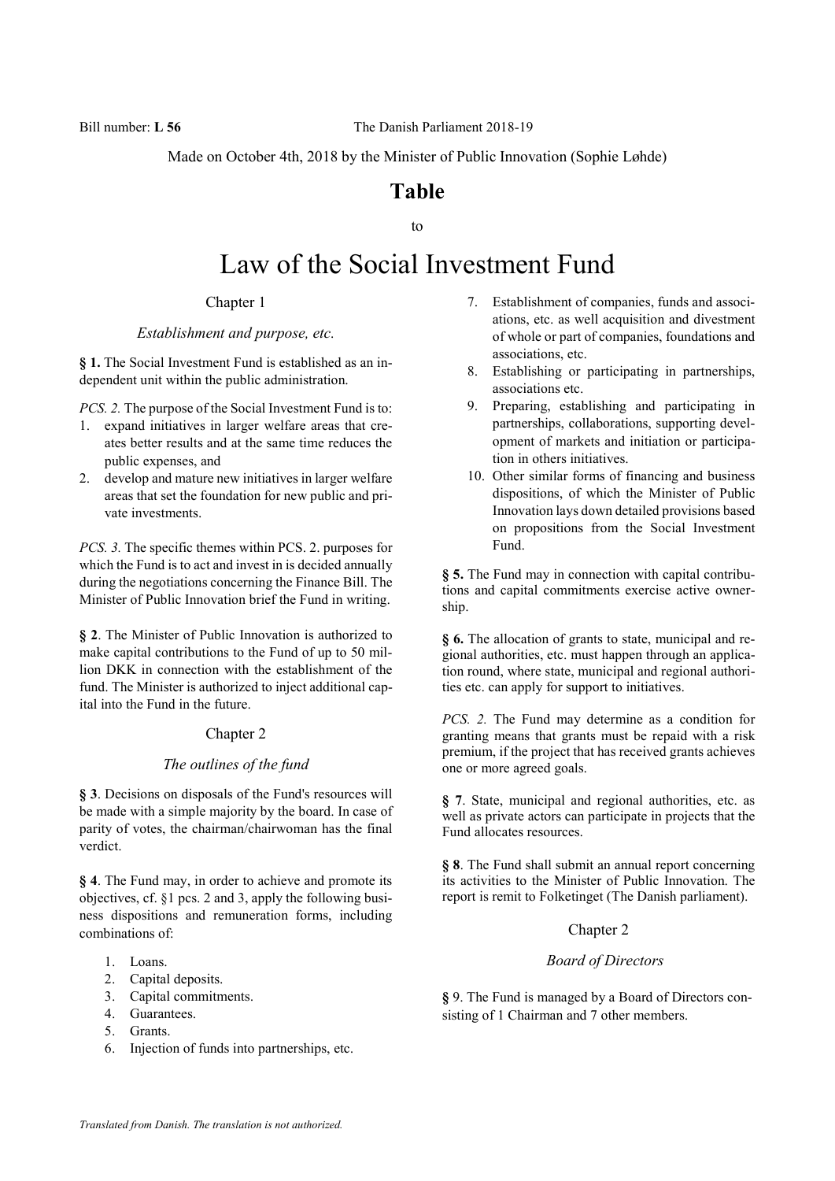Bill number: **L 56** The Danish Parliament 2018-19

Made on October 4th, 2018 by the Minister of Public Innovation (Sophie Løhde)

## Table

to

# Law of the Social Investment Fund

### Chapter 1

*Establishment and purpose, etc.*

**§ 1.** The Social Investment Fund is established as an independent unit within the public administration.

*PCS. 2.* The purpose of the Social Investment Fund is to:

1. expand initiatives in larger welfare areas that creates better results and at the same time reduces the public expenses, and
2. develop and mature new initiatives in larger welfare areas that set the foundation for new public and private investments.

*PCS. 3.* The specific themes within PCS. 2. purposes for which the Fund is to act and invest in is decided annually during the negotiations concerning the Finance Bill. The Minister of Public Innovation brief the Fund in writing.

**§ 2**. The Minister of Public Innovation is authorized to make capital contributions to the Fund of up to 50 million DKK in connection with the establishment of the fund. The Minister is authorized to inject additional capital into the Fund in the future.

### Chapter 2

*The outlines of the fund*

**§ 3**. Decisions on disposals of the Fund's resources will be made with a simple majority by the board. In case of parity of votes, the chairman/chairwoman has the final verdict.

**§ 4**. The Fund may, in order to achieve and promote its objectives, cf. §1 pcs. 2 and 3, apply the following business dispositions and remuneration forms, including combinations of:

1. Loans.
2. Capital deposits.
3. Capital commitments.
4. Guarantees.
5. Grants.
6. Injection of funds into partnerships, etc.
7. Establishment of companies, funds and associations, etc. as well acquisition and divestment of whole or part of companies, foundations and associations, etc.
8. Establishing or participating in partnerships, associations etc.
9. Preparing, establishing and participating in partnerships, collaborations, supporting development of markets and initiation or participation in others initiatives.
10. Other similar forms of financing and business dispositions, of which the Minister of Public Innovation lays down detailed provisions based on propositions from the Social Investment Fund.

**§ 5.** The Fund may in connection with capital contributions and capital commitments exercise active ownership.

**§ 6.** The allocation of grants to state, municipal and regional authorities, etc. must happen through an application round, where state, municipal and regional authorities etc. can apply for support to initiatives.

*PCS. 2.* The Fund may determine as a condition for granting means that grants must be repaid with a risk premium, if the project that has received grants achieves one or more agreed goals.

**§ 7**. State, municipal and regional authorities, etc. as well as private actors can participate in projects that the Fund allocates resources.

**§ 8**. The Fund shall submit an annual report concerning its activities to the Minister of Public Innovation. The report is remit to Folketinget (The Danish parliament).

### Chapter 2

*Board of Directors*

**§** 9. The Fund is managed by a Board of Directors consisting of 1 Chairman and 7 other members.

*Translated from Danish. The translation is not authorized.*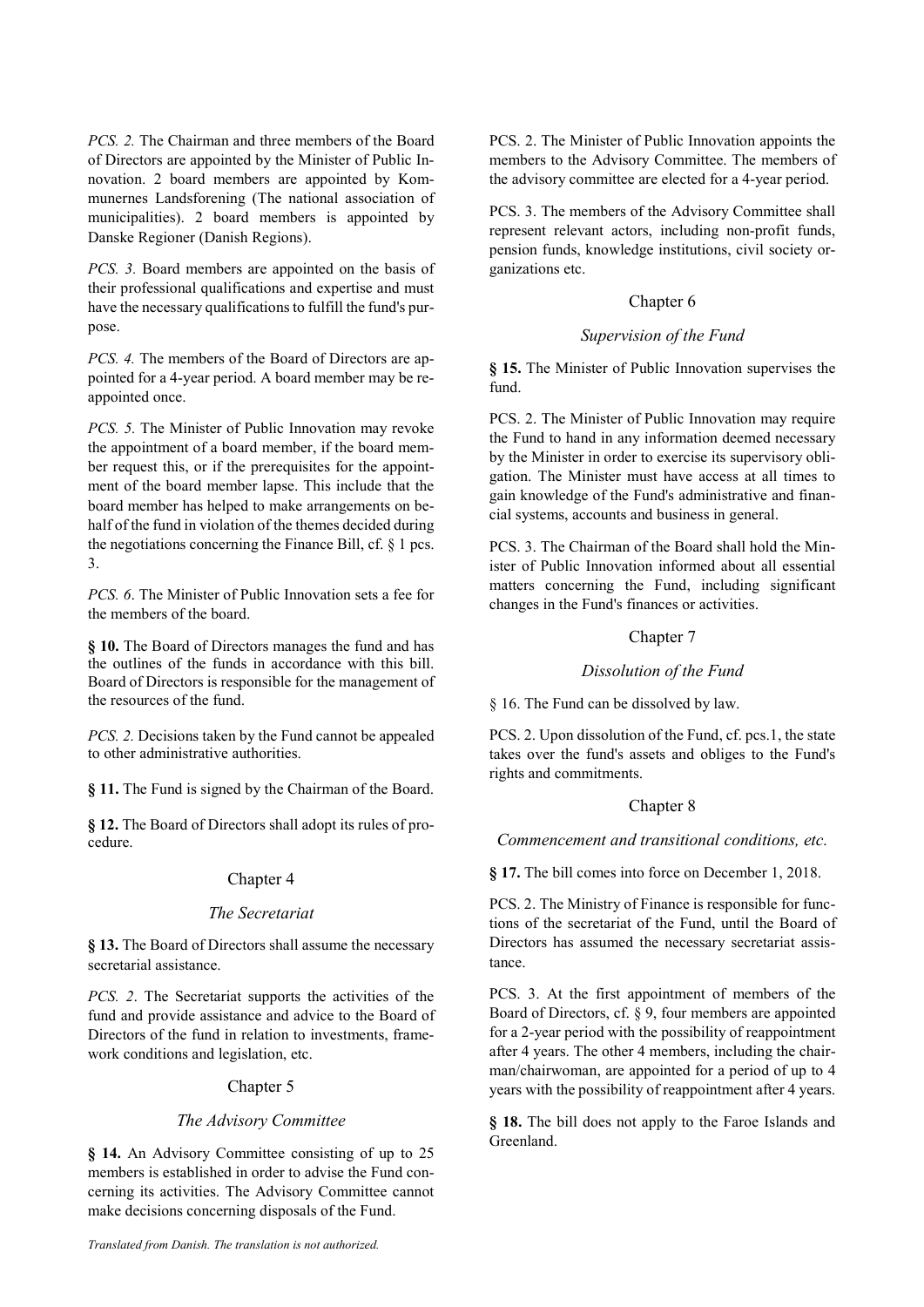*PCS. 2.* The Chairman and three members of the Board of Directors are appointed by the Minister of Public Innovation. 2 board members are appointed by Kommunernes Landsforening (The national association of municipalities). 2 board members is appointed by Danske Regioner (Danish Regions).

*PCS. 3.* Board members are appointed on the basis of their professional qualifications and expertise and must have the necessary qualifications to fulfill the fund's purpose.

*PCS. 4.* The members of the Board of Directors are appointed for a 4-year period. A board member may be reappointed once.

*PCS. 5.* The Minister of Public Innovation may revoke the appointment of a board member, if the board member request this, or if the prerequisites for the appointment of the board member lapse. This include that the board member has helped to make arrangements on behalf of the fund in violation of the themes decided during the negotiations concerning the Finance Bill, cf. § 1 pcs. 3.

*PCS. 6*. The Minister of Public Innovation sets a fee for the members of the board.

**§ 10.** The Board of Directors manages the fund and has the outlines of the funds in accordance with this bill. Board of Directors is responsible for the management of the resources of the fund.

*PCS. 2.* Decisions taken by the Fund cannot be appealed to other administrative authorities.

**§ 11.** The Fund is signed by the Chairman of the Board.

**§ 12.** The Board of Directors shall adopt its rules of procedure.

## Chapter 4

### *The Secretariat*

**§ 13.** The Board of Directors shall assume the necessary secretarial assistance.

*PCS. 2*. The Secretariat supports the activities of the fund and provide assistance and advice to the Board of Directors of the fund in relation to investments, framework conditions and legislation, etc.

## Chapter 5

### *The Advisory Committee*

**§ 14.** An Advisory Committee consisting of up to 25 members is established in order to advise the Fund concerning its activities. The Advisory Committee cannot make decisions concerning disposals of the Fund.

PCS. 2. The Minister of Public Innovation appoints the members to the Advisory Committee. The members of the advisory committee are elected for a 4-year period.

PCS. 3. The members of the Advisory Committee shall represent relevant actors, including non-profit funds, pension funds, knowledge institutions, civil society organizations etc.

## Chapter 6

### *Supervision of the Fund*

**§ 15.** The Minister of Public Innovation supervises the fund.

PCS. 2. The Minister of Public Innovation may require the Fund to hand in any information deemed necessary by the Minister in order to exercise its supervisory obligation. The Minister must have access at all times to gain knowledge of the Fund's administrative and financial systems, accounts and business in general.

PCS. 3. The Chairman of the Board shall hold the Minister of Public Innovation informed about all essential matters concerning the Fund, including significant changes in the Fund's finances or activities.

## Chapter 7

### *Dissolution of the Fund*

§ 16. The Fund can be dissolved by law.

PCS. 2. Upon dissolution of the Fund, cf. pcs.1, the state takes over the fund's assets and obliges to the Fund's rights and commitments.

## Chapter 8

### *Commencement and transitional conditions, etc.*

**§ 17.** The bill comes into force on December 1, 2018.

PCS. 2. The Ministry of Finance is responsible for functions of the secretariat of the Fund, until the Board of Directors has assumed the necessary secretariat assistance.

PCS. 3. At the first appointment of members of the Board of Directors, cf. § 9, four members are appointed for a 2-year period with the possibility of reappointment after 4 years. The other 4 members, including the chairman/chairwoman, are appointed for a period of up to 4 years with the possibility of reappointment after 4 years.

**§ 18.** The bill does not apply to the Faroe Islands and Greenland.

*Translated from Danish. The translation is not authorized.*